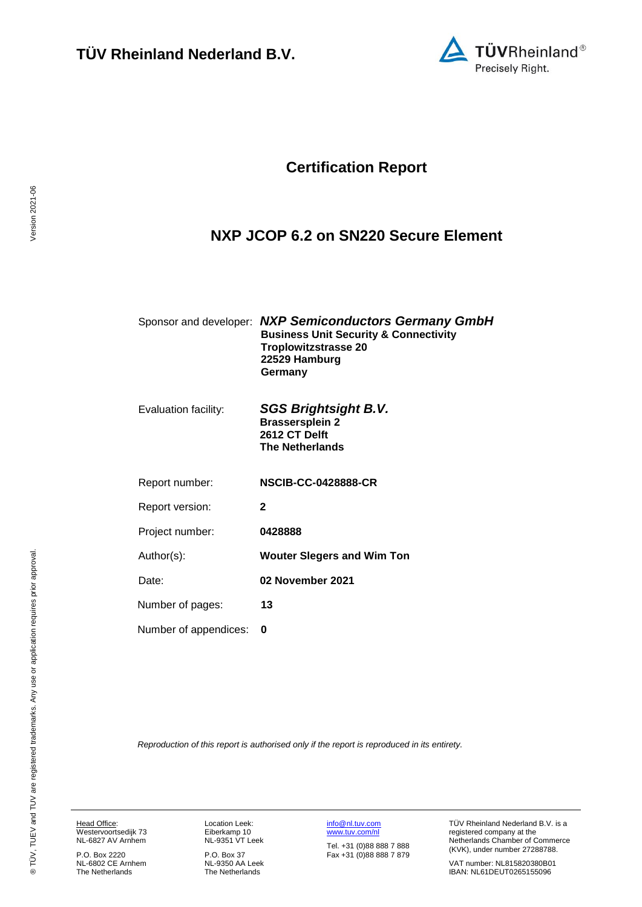**TÜV Rheinland Nederland B.V.**

# Certification Report

## NXP JCOP 6.2 on SN220 Secure Element

| | |
|---|---|
| Sponsor and developer: | ***NXP Semiconductors Germany GmbH*** **Business Unit Security & Connectivity** **Troplowitzstrasse 20** **22529 Hamburg** **Germany** |
| Evaluation facility: | ***SGS Brightsight B.V.*** **Brassersplein 2** **2612 CT Delft** **The Netherlands** |
| Report number: | **NSCIB-CC-0428888-CR** |
| Report version: | **2** |
| Project number: | **0428888** |
| Author(s): | **Wouter Slegers and Wim Ton** |
| Date: | **02 November 2021** |
| Number of pages: | **13** |
| Number of appendices: | **0** |

*Reproduction of this report is authorised only if the report is reproduced in its entirety.*

Head Office:
Westervoortsedijk 73
NL-6827 AV Arnhem

P.O. Box 2220
NL-6802 CE Arnhem
The Netherlands

Location Leek:
Eiberkamp 10
NL-9351 VT Leek

P.O. Box 37
NL-9350 AA Leek
The Netherlands

info@nl.tuv.com
www.tuv.com/nl

Tel. +31 (0)88 888 7 888
Fax +31 (0)88 888 7 879

TÜV Rheinland Nederland B.V. is a registered company at the Netherlands Chamber of Commerce (KVK), under number 27288788.

VAT number: NL815820380B01
IBAN: NL61DEUT0265155096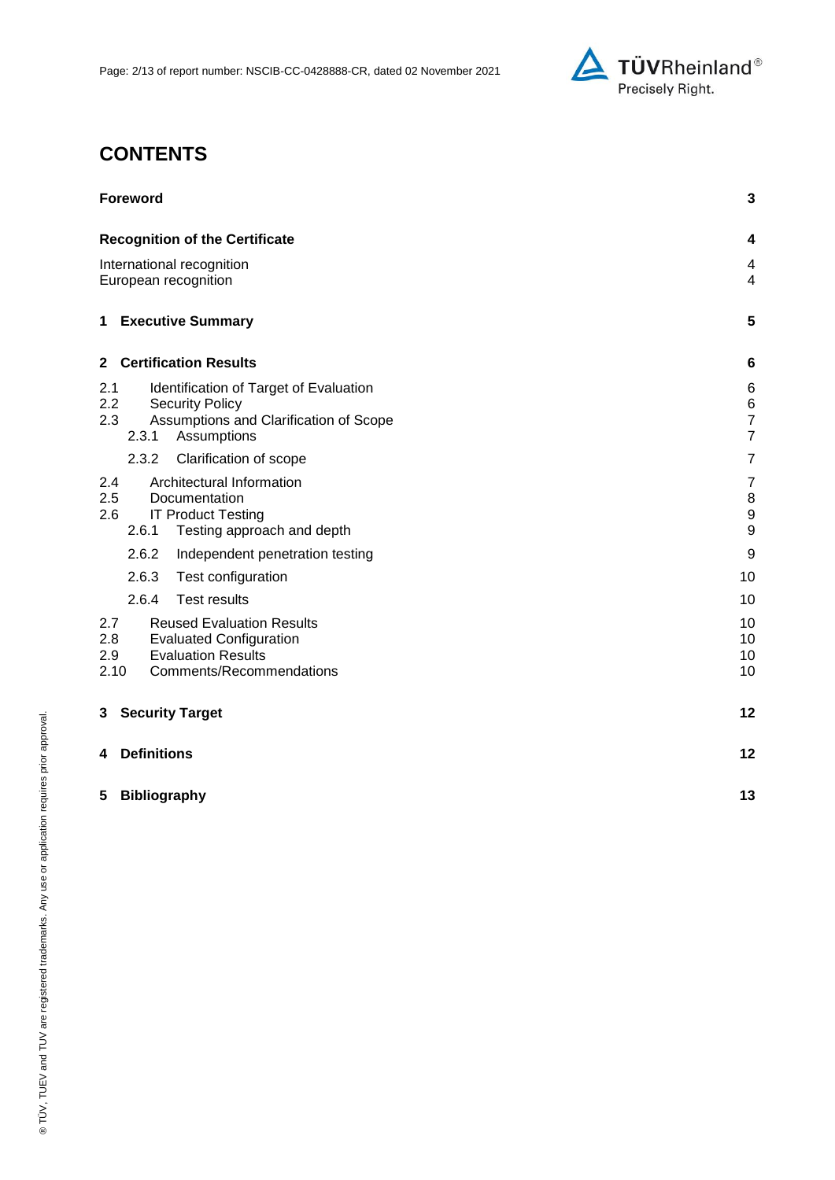# CONTENTS

| | |
|---|---|
| **Foreword** | **3** |
| **Recognition of the Certificate** | **4** |
| International recognition | 4 |
| European recognition | 4 |
| **1 Executive Summary** | **5** |
| **2 Certification Results** | **6** |
| 2.1 Identification of Target of Evaluation | 6 |
| 2.2 Security Policy | 6 |
| 2.3 Assumptions and Clarification of Scope | 7 |
| 2.3.1 Assumptions | 7 |
| 2.3.2 Clarification of scope | 7 |
| 2.4 Architectural Information | 7 |
| 2.5 Documentation | 8 |
| 2.6 IT Product Testing | 9 |
| 2.6.1 Testing approach and depth | 9 |
| 2.6.2 Independent penetration testing | 9 |
| 2.6.3 Test configuration | 10 |
| 2.6.4 Test results | 10 |
| 2.7 Reused Evaluation Results | 10 |
| 2.8 Evaluated Configuration | 10 |
| 2.9 Evaluation Results | 10 |
| 2.10 Comments/Recommendations | 10 |
| **3 Security Target** | **12** |
| **4 Definitions** | **12** |
| **5 Bibliography** | **13** |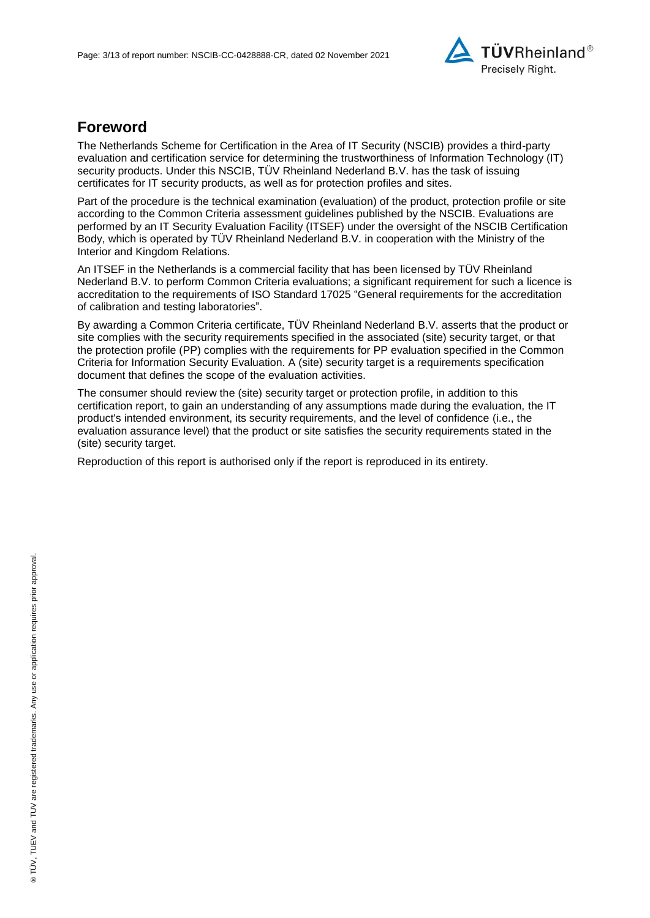## Foreword

The Netherlands Scheme for Certification in the Area of IT Security (NSCIB) provides a third-party evaluation and certification service for determining the trustworthiness of Information Technology (IT) security products. Under this NSCIB, TÜV Rheinland Nederland B.V. has the task of issuing certificates for IT security products, as well as for protection profiles and sites.

Part of the procedure is the technical examination (evaluation) of the product, protection profile or site according to the Common Criteria assessment guidelines published by the NSCIB. Evaluations are performed by an IT Security Evaluation Facility (ITSEF) under the oversight of the NSCIB Certification Body, which is operated by TÜV Rheinland Nederland B.V. in cooperation with the Ministry of the Interior and Kingdom Relations.

An ITSEF in the Netherlands is a commercial facility that has been licensed by TÜV Rheinland Nederland B.V. to perform Common Criteria evaluations; a significant requirement for such a licence is accreditation to the requirements of ISO Standard 17025 "General requirements for the accreditation of calibration and testing laboratories".

By awarding a Common Criteria certificate, TÜV Rheinland Nederland B.V. asserts that the product or site complies with the security requirements specified in the associated (site) security target, or that the protection profile (PP) complies with the requirements for PP evaluation specified in the Common Criteria for Information Security Evaluation. A (site) security target is a requirements specification document that defines the scope of the evaluation activities.

The consumer should review the (site) security target or protection profile, in addition to this certification report, to gain an understanding of any assumptions made during the evaluation, the IT product's intended environment, its security requirements, and the level of confidence (i.e., the evaluation assurance level) that the product or site satisfies the security requirements stated in the (site) security target.

Reproduction of this report is authorised only if the report is reproduced in its entirety.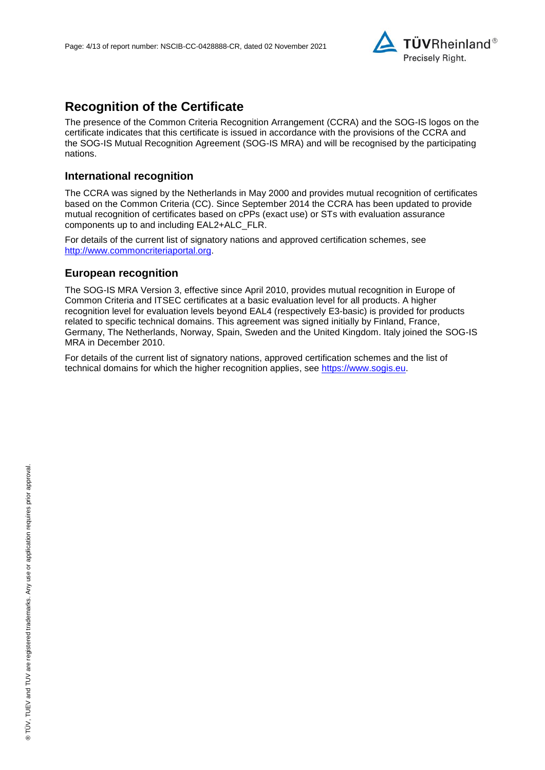# Recognition of the Certificate

The presence of the Common Criteria Recognition Arrangement (CCRA) and the SOG-IS logos on the certificate indicates that this certificate is issued in accordance with the provisions of the CCRA and the SOG-IS Mutual Recognition Agreement (SOG-IS MRA) and will be recognised by the participating nations.

## International recognition

The CCRA was signed by the Netherlands in May 2000 and provides mutual recognition of certificates based on the Common Criteria (CC). Since September 2014 the CCRA has been updated to provide mutual recognition of certificates based on cPPs (exact use) or STs with evaluation assurance components up to and including EAL2+ALC_FLR.

For details of the current list of signatory nations and approved certification schemes, see http://www.commoncriteriaportal.org.

## European recognition

The SOG-IS MRA Version 3, effective since April 2010, provides mutual recognition in Europe of Common Criteria and ITSEC certificates at a basic evaluation level for all products. A higher recognition level for evaluation levels beyond EAL4 (respectively E3-basic) is provided for products related to specific technical domains. This agreement was signed initially by Finland, France, Germany, The Netherlands, Norway, Spain, Sweden and the United Kingdom. Italy joined the SOG-IS MRA in December 2010.

For details of the current list of signatory nations, approved certification schemes and the list of technical domains for which the higher recognition applies, see https://www.sogis.eu.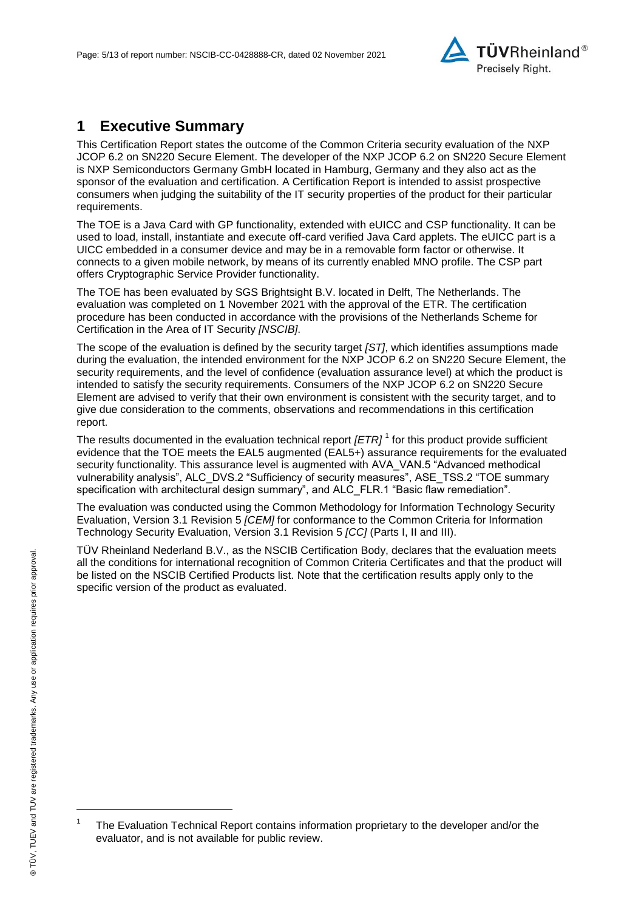# 1 Executive Summary

This Certification Report states the outcome of the Common Criteria security evaluation of the NXP JCOP 6.2 on SN220 Secure Element. The developer of the NXP JCOP 6.2 on SN220 Secure Element is NXP Semiconductors Germany GmbH located in Hamburg, Germany and they also act as the sponsor of the evaluation and certification. A Certification Report is intended to assist prospective consumers when judging the suitability of the IT security properties of the product for their particular requirements.

The TOE is a Java Card with GP functionality, extended with eUICC and CSP functionality. It can be used to load, install, instantiate and execute off-card verified Java Card applets. The eUICC part is a UICC embedded in a consumer device and may be in a removable form factor or otherwise. It connects to a given mobile network, by means of its currently enabled MNO profile. The CSP part offers Cryptographic Service Provider functionality.

The TOE has been evaluated by SGS Brightsight B.V. located in Delft, The Netherlands. The evaluation was completed on 1 November 2021 with the approval of the ETR. The certification procedure has been conducted in accordance with the provisions of the Netherlands Scheme for Certification in the Area of IT Security *[NSCIB]*.

The scope of the evaluation is defined by the security target *[ST]*, which identifies assumptions made during the evaluation, the intended environment for the NXP JCOP 6.2 on SN220 Secure Element, the security requirements, and the level of confidence (evaluation assurance level) at which the product is intended to satisfy the security requirements. Consumers of the NXP JCOP 6.2 on SN220 Secure Element are advised to verify that their own environment is consistent with the security target, and to give due consideration to the comments, observations and recommendations in this certification report.

The results documented in the evaluation technical report *[ETR]* [1] for this product provide sufficient evidence that the TOE meets the EAL5 augmented (EAL5+) assurance requirements for the evaluated security functionality. This assurance level is augmented with AVA_VAN.5 "Advanced methodical vulnerability analysis", ALC_DVS.2 "Sufficiency of security measures", ASE_TSS.2 "TOE summary specification with architectural design summary", and ALC_FLR.1 "Basic flaw remediation".

The evaluation was conducted using the Common Methodology for Information Technology Security Evaluation, Version 3.1 Revision 5 *[CEM]* for conformance to the Common Criteria for Information Technology Security Evaluation, Version 3.1 Revision 5 *[CC]* (Parts I, II and III).

TÜV Rheinland Nederland B.V., as the NSCIB Certification Body, declares that the evaluation meets all the conditions for international recognition of Common Criteria Certificates and that the product will be listed on the NSCIB Certified Products list. Note that the certification results apply only to the specific version of the product as evaluated.

[1] The Evaluation Technical Report contains information proprietary to the developer and/or the evaluator, and is not available for public review.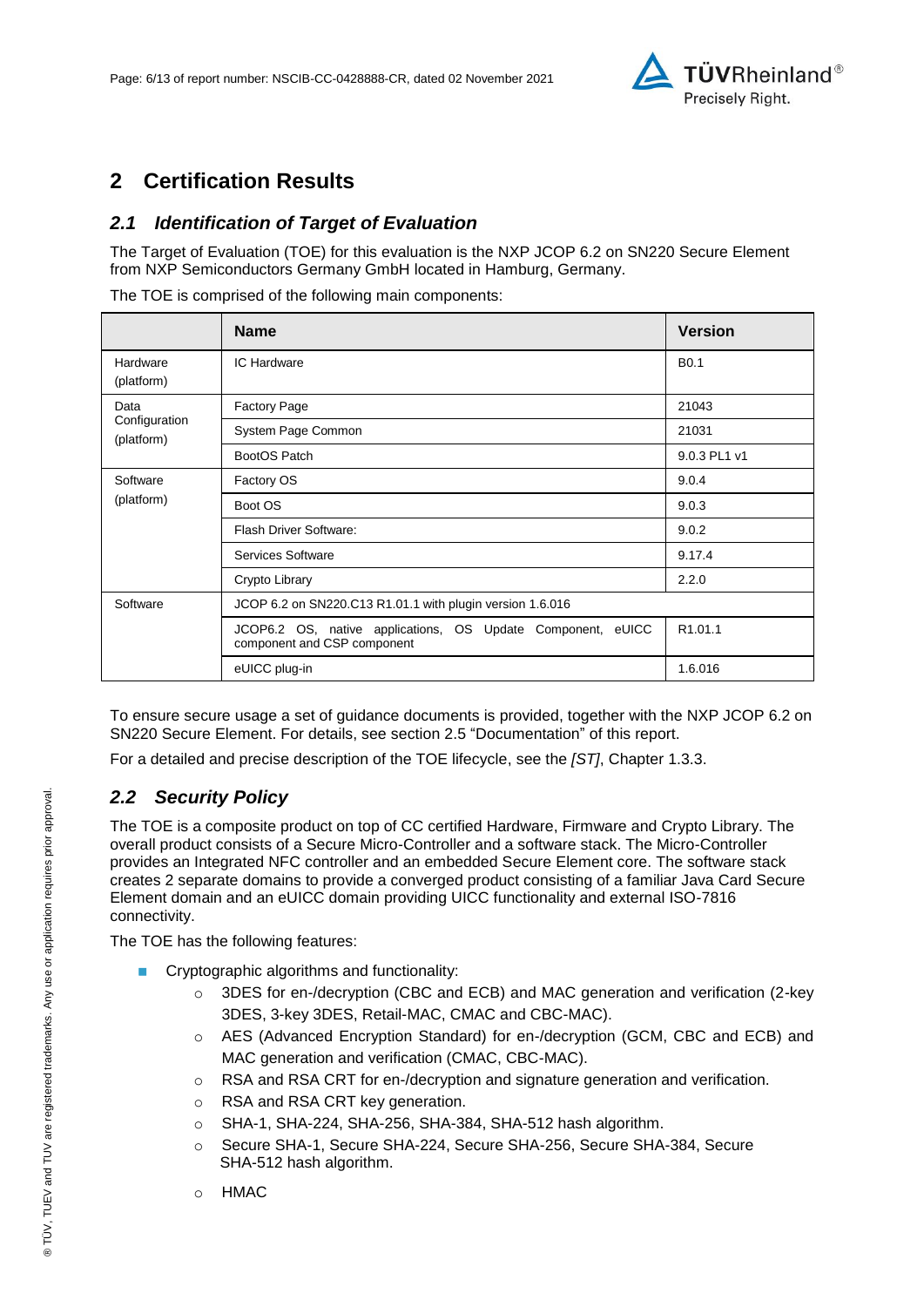# 2 Certification Results

## *2.1 Identification of Target of Evaluation*

The Target of Evaluation (TOE) for this evaluation is the NXP JCOP 6.2 on SN220 Secure Element from NXP Semiconductors Germany GmbH located in Hamburg, Germany.

The TOE is comprised of the following main components:

| | Name | Version |
|---|---|---|
| Hardware (platform) | IC Hardware | B0.1 |
| Data Configuration (platform) | Factory Page | 21043 |
| | System Page Common | 21031 |
| | BootOS Patch | 9.0.3 PL1 v1 |
| Software (platform) | Factory OS | 9.0.4 |
| | Boot OS | 9.0.3 |
| | Flash Driver Software: | 9.0.2 |
| | Services Software | 9.17.4 |
| | Crypto Library | 2.2.0 |
| Software | JCOP 6.2 on SN220.C13 R1.01.1 with plugin version 1.6.016 | |
| | JCOP6.2 OS, native applications, OS Update Component, eUICC component and CSP component | R1.01.1 |
| | eUICC plug-in | 1.6.016 |

To ensure secure usage a set of guidance documents is provided, together with the NXP JCOP 6.2 on SN220 Secure Element. For details, see section 2.5 “Documentation” of this report.

For a detailed and precise description of the TOE lifecycle, see the *[ST]*, Chapter 1.3.3.

## *2.2 Security Policy*

The TOE is a composite product on top of CC certified Hardware, Firmware and Crypto Library. The overall product consists of a Secure Micro-Controller and a software stack. The Micro-Controller provides an Integrated NFC controller and an embedded Secure Element core. The software stack creates 2 separate domains to provide a converged product consisting of a familiar Java Card Secure Element domain and an eUICC domain providing UICC functionality and external ISO-7816 connectivity.

The TOE has the following features:

- Cryptographic algorithms and functionality:
  - 3DES for en-/decryption (CBC and ECB) and MAC generation and verification (2-key 3DES, 3-key 3DES, Retail-MAC, CMAC and CBC-MAC).
  - AES (Advanced Encryption Standard) for en-/decryption (GCM, CBC and ECB) and MAC generation and verification (CMAC, CBC-MAC).
  - RSA and RSA CRT for en-/decryption and signature generation and verification.
  - RSA and RSA CRT key generation.
  - SHA-1, SHA-224, SHA-256, SHA-384, SHA-512 hash algorithm.
  - Secure SHA-1, Secure SHA-224, Secure SHA-256, Secure SHA-384, Secure SHA-512 hash algorithm.
  - HMAC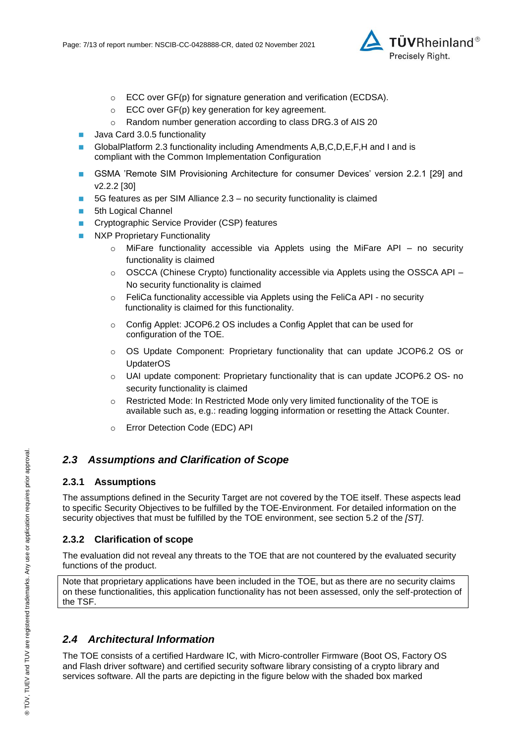- ECC over GF(p) for signature generation and verification (ECDSA).
  - ECC over GF(p) key generation for key agreement.
  - Random number generation according to class DRG.3 of AIS 20
- Java Card 3.0.5 functionality
- GlobalPlatform 2.3 functionality including Amendments A,B,C,D,E,F,H and I and is compliant with the Common Implementation Configuration
- GSMA 'Remote SIM Provisioning Architecture for consumer Devices' version 2.2.1 [29] and v2.2.2 [30]
- 5G features as per SIM Alliance 2.3 – no security functionality is claimed
- 5th Logical Channel
- Cryptographic Service Provider (CSP) features
- NXP Proprietary Functionality
  - MiFare functionality accessible via Applets using the MiFare API – no security functionality is claimed
  - OSCCA (Chinese Crypto) functionality accessible via Applets using the OSSCA API – No security functionality is claimed
  - FeliCa functionality accessible via Applets using the FeliCa API - no security functionality is claimed for this functionality.
  - Config Applet: JCOP6.2 OS includes a Config Applet that can be used for configuration of the TOE.
  - OS Update Component: Proprietary functionality that can update JCOP6.2 OS or UpdaterOS
  - UAI update component: Proprietary functionality that is can update JCOP6.2 OS- no security functionality is claimed
  - Restricted Mode: In Restricted Mode only very limited functionality of the TOE is available such as, e.g.: reading logging information or resetting the Attack Counter.
  - Error Detection Code (EDC) API

## *2.3 Assumptions and Clarification of Scope*

### 2.3.1 Assumptions

The assumptions defined in the Security Target are not covered by the TOE itself. These aspects lead to specific Security Objectives to be fulfilled by the TOE-Environment. For detailed information on the security objectives that must be fulfilled by the TOE environment, see section 5.2 of the *[ST]*.

### 2.3.2 Clarification of scope

The evaluation did not reveal any threats to the TOE that are not countered by the evaluated security functions of the product.

Note that proprietary applications have been included in the TOE, but as there are no security claims on these functionalities, this application functionality has not been assessed, only the self-protection of the TSF.

## *2.4 Architectural Information*

The TOE consists of a certified Hardware IC, with Micro-controller Firmware (Boot OS, Factory OS and Flash driver software) and certified security software library consisting of a crypto library and services software. All the parts are depicting in the figure below with the shaded box marked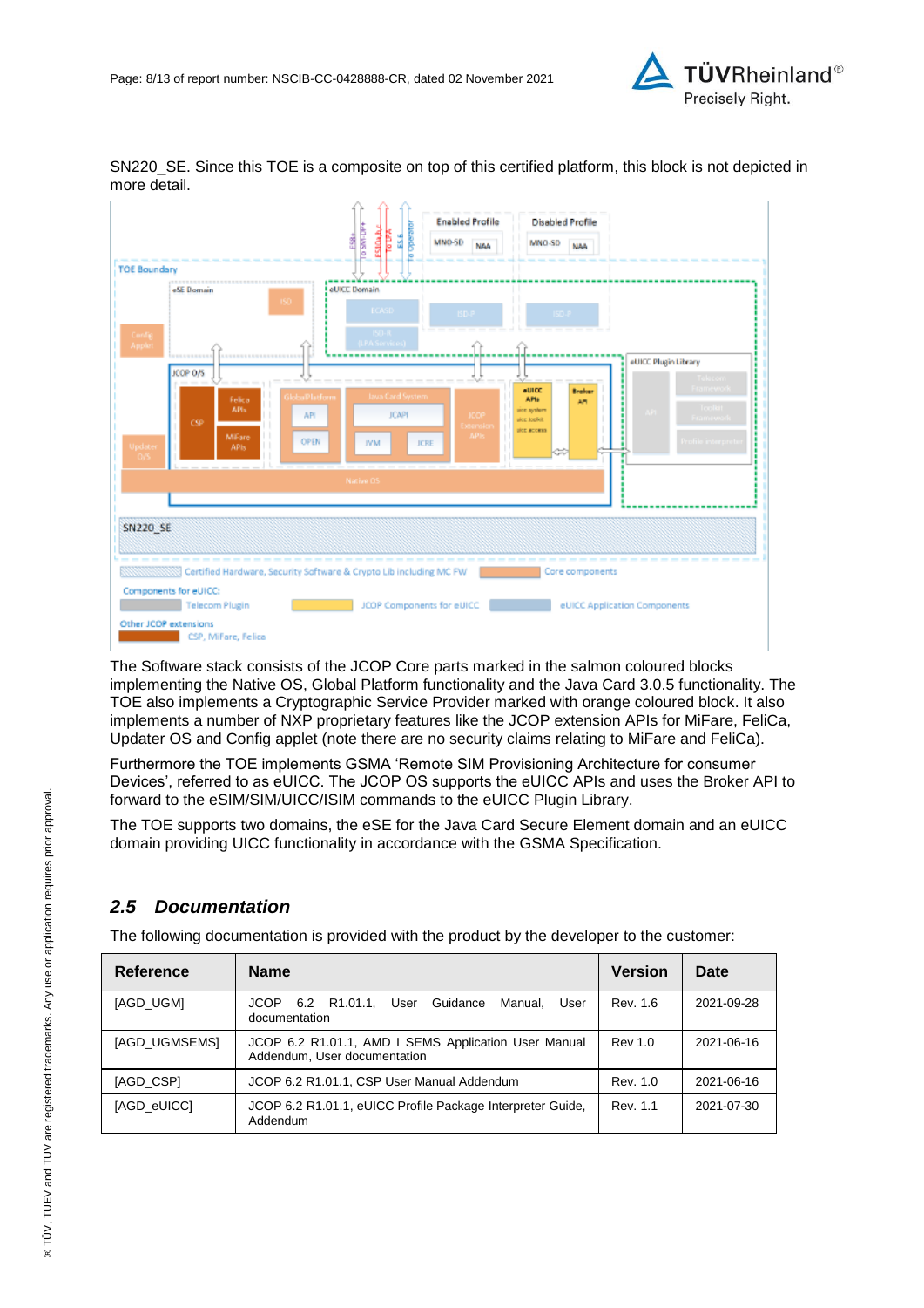SN220_SE. Since this TOE is a composite on top of this certified platform, this block is not depicted in more detail.

TOE Boundary
eSE Domain
ISO
eUICC Domain
ECASD
ISD-P
ISD-P
ISD-R (LPA Services)
Enabled Profile
MNO-SD
NAA
Disabled Profile
MNO-SD
NAA
ES8+
To SM-DP+
ES10a,b,c
To LPA
ES6
To Operator
Config Applet
JCOP O/S
CSP
Felica APIs
MiFare APIs
GlobalPlatform
API
OPEN
Java Card System
JCAPI
JVM
JCRE
JCOP Extension APIs
eUICC APIs
Broker API
eUICC Plugin Library
API
Telecom Framework
Toolkit Framework
Profile interpreter
Updater O/S
Native OS
SN220_SE
Certified Hardware, Security Software & Crypto Lib including MC FW
Core components
Components for eUICC:
Telecom Plugin
JCOP Components for eUICC
eUICC Application Components
Other JCOP extensions
CSP, MiFare, Felica

The Software stack consists of the JCOP Core parts marked in the salmon coloured blocks implementing the Native OS, Global Platform functionality and the Java Card 3.0.5 functionality. The TOE also implements a Cryptographic Service Provider marked with orange coloured block. It also implements a number of NXP proprietary features like the JCOP extension APIs for MiFare, FeliCa, Updater OS and Config applet (note there are no security claims relating to MiFare and FeliCa).

Furthermore the TOE implements GSMA 'Remote SIM Provisioning Architecture for consumer Devices', referred to as eUICC. The JCOP OS supports the eUICC APIs and uses the Broker API to forward to the eSIM/SIM/UICC/ISIM commands to the eUICC Plugin Library.

The TOE supports two domains, the eSE for the Java Card Secure Element domain and an eUICC domain providing UICC functionality in accordance with the GSMA Specification.

## *2.5 Documentation*

The following documentation is provided with the product by the developer to the customer:

| Reference | Name | Version | Date |
|---|---|---|---|
| [AGD_UGM] | JCOP 6.2 R1.01.1, User Guidance Manual, User documentation | Rev. 1.6 | 2021-09-28 |
| [AGD_UGMSEMS] | JCOP 6.2 R1.01.1, AMD I SEMS Application User Manual Addendum, User documentation | Rev 1.0 | 2021-06-16 |
| [AGD_CSP] | JCOP 6.2 R1.01.1, CSP User Manual Addendum | Rev. 1.0 | 2021-06-16 |
| [AGD_eUICC] | JCOP 6.2 R1.01.1, eUICC Profile Package Interpreter Guide, Addendum | Rev. 1.1 | 2021-07-30 |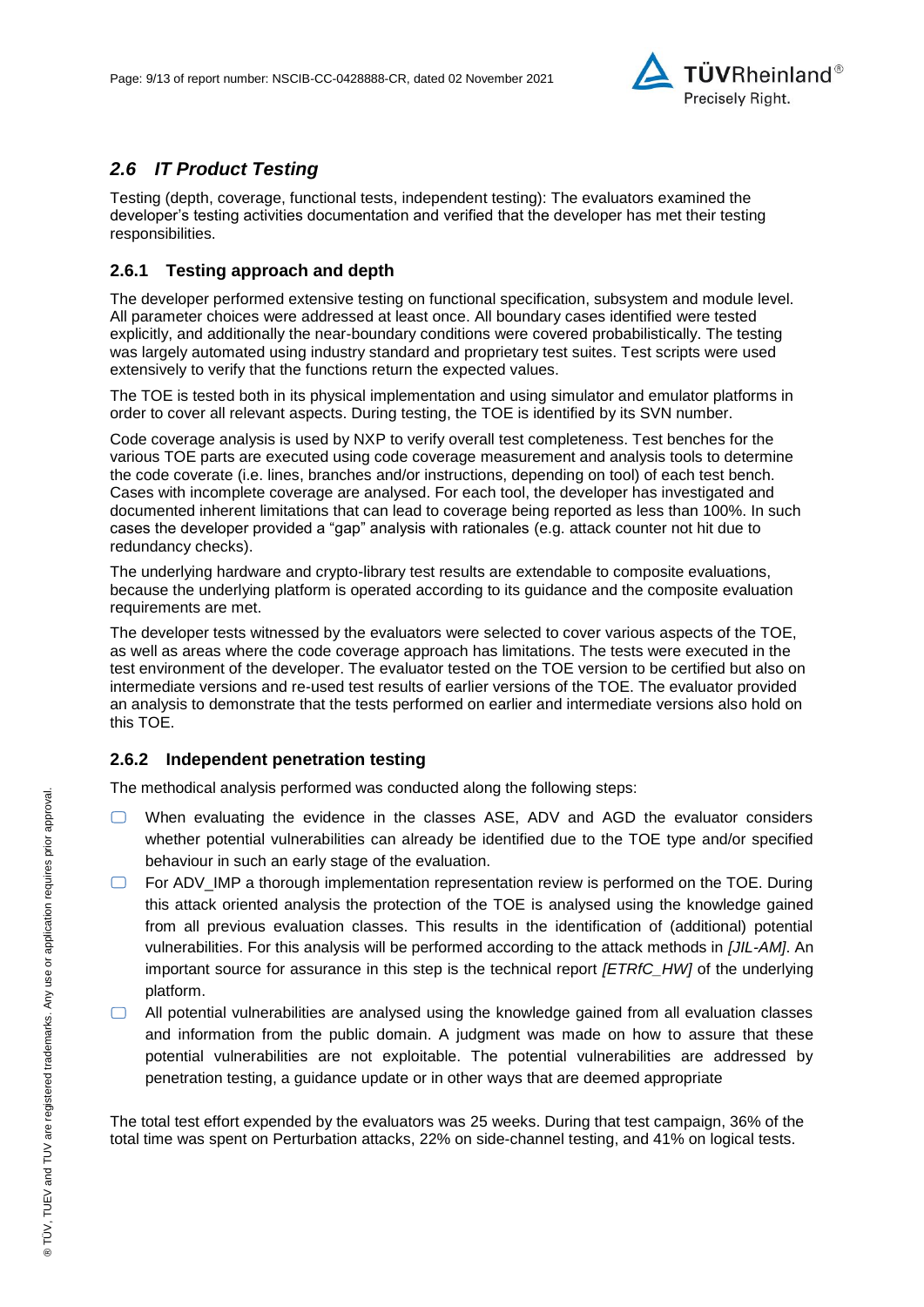## *2.6 IT Product Testing*

Testing (depth, coverage, functional tests, independent testing): The evaluators examined the developer's testing activities documentation and verified that the developer has met their testing responsibilities.

### 2.6.1 Testing approach and depth

The developer performed extensive testing on functional specification, subsystem and module level. All parameter choices were addressed at least once. All boundary cases identified were tested explicitly, and additionally the near-boundary conditions were covered probabilistically. The testing was largely automated using industry standard and proprietary test suites. Test scripts were used extensively to verify that the functions return the expected values.

The TOE is tested both in its physical implementation and using simulator and emulator platforms in order to cover all relevant aspects. During testing, the TOE is identified by its SVN number.

Code coverage analysis is used by NXP to verify overall test completeness. Test benches for the various TOE parts are executed using code coverage measurement and analysis tools to determine the code coverate (i.e. lines, branches and/or instructions, depending on tool) of each test bench. Cases with incomplete coverage are analysed. For each tool, the developer has investigated and documented inherent limitations that can lead to coverage being reported as less than 100%. In such cases the developer provided a "gap" analysis with rationales (e.g. attack counter not hit due to redundancy checks).

The underlying hardware and crypto-library test results are extendable to composite evaluations, because the underlying platform is operated according to its guidance and the composite evaluation requirements are met.

The developer tests witnessed by the evaluators were selected to cover various aspects of the TOE, as well as areas where the code coverage approach has limitations. The tests were executed in the test environment of the developer. The evaluator tested on the TOE version to be certified but also on intermediate versions and re-used test results of earlier versions of the TOE. The evaluator provided an analysis to demonstrate that the tests performed on earlier and intermediate versions also hold on this TOE.

### 2.6.2 Independent penetration testing

The methodical analysis performed was conducted along the following steps:

- When evaluating the evidence in the classes ASE, ADV and AGD the evaluator considers whether potential vulnerabilities can already be identified due to the TOE type and/or specified behaviour in such an early stage of the evaluation.
- For ADV_IMP a thorough implementation representation review is performed on the TOE. During this attack oriented analysis the protection of the TOE is analysed using the knowledge gained from all previous evaluation classes. This results in the identification of (additional) potential vulnerabilities. For this analysis will be performed according to the attack methods in *[JIL-AM]*. An important source for assurance in this step is the technical report *[ETRfC_HW]* of the underlying platform.
- All potential vulnerabilities are analysed using the knowledge gained from all evaluation classes and information from the public domain. A judgment was made on how to assure that these potential vulnerabilities are not exploitable. The potential vulnerabilities are addressed by penetration testing, a guidance update or in other ways that are deemed appropriate

The total test effort expended by the evaluators was 25 weeks. During that test campaign, 36% of the total time was spent on Perturbation attacks, 22% on side-channel testing, and 41% on logical tests.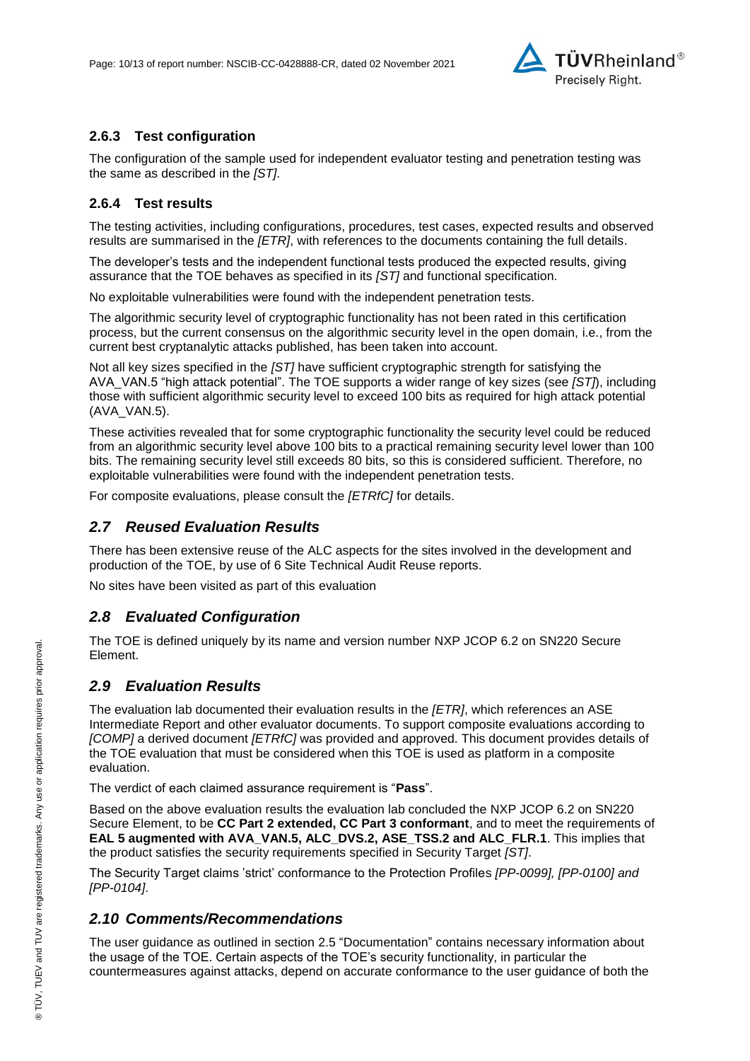### 2.6.3 Test configuration

The configuration of the sample used for independent evaluator testing and penetration testing was the same as described in the *[ST]*.

### 2.6.4 Test results

The testing activities, including configurations, procedures, test cases, expected results and observed results are summarised in the *[ETR]*, with references to the documents containing the full details.

The developer's tests and the independent functional tests produced the expected results, giving assurance that the TOE behaves as specified in its *[ST]* and functional specification.

No exploitable vulnerabilities were found with the independent penetration tests.

The algorithmic security level of cryptographic functionality has not been rated in this certification process, but the current consensus on the algorithmic security level in the open domain, i.e., from the current best cryptanalytic attacks published, has been taken into account.

Not all key sizes specified in the *[ST]* have sufficient cryptographic strength for satisfying the AVA_VAN.5 "high attack potential". The TOE supports a wider range of key sizes (see *[ST]*), including those with sufficient algorithmic security level to exceed 100 bits as required for high attack potential (AVA_VAN.5).

These activities revealed that for some cryptographic functionality the security level could be reduced from an algorithmic security level above 100 bits to a practical remaining security level lower than 100 bits. The remaining security level still exceeds 80 bits, so this is considered sufficient. Therefore, no exploitable vulnerabilities were found with the independent penetration tests.

For composite evaluations, please consult the *[ETRfC]* for details.

## *2.7 Reused Evaluation Results*

There has been extensive reuse of the ALC aspects for the sites involved in the development and production of the TOE, by use of 6 Site Technical Audit Reuse reports.

No sites have been visited as part of this evaluation

## *2.8 Evaluated Configuration*

The TOE is defined uniquely by its name and version number NXP JCOP 6.2 on SN220 Secure Element.

## *2.9 Evaluation Results*

The evaluation lab documented their evaluation results in the *[ETR]*, which references an ASE Intermediate Report and other evaluator documents. To support composite evaluations according to *[COMP]* a derived document *[ETRfC]* was provided and approved. This document provides details of the TOE evaluation that must be considered when this TOE is used as platform in a composite evaluation.

The verdict of each claimed assurance requirement is "**Pass**".

Based on the above evaluation results the evaluation lab concluded the NXP JCOP 6.2 on SN220 Secure Element, to be **CC Part 2 extended, CC Part 3 conformant**, and to meet the requirements of **EAL 5 augmented with AVA_VAN.5, ALC_DVS.2, ASE_TSS.2 and ALC_FLR.1**. This implies that the product satisfies the security requirements specified in Security Target *[ST]*.

The Security Target claims 'strict' conformance to the Protection Profiles *[PP-0099], [PP-0100] and [PP-0104]*.

## *2.10 Comments/Recommendations*

The user guidance as outlined in section 2.5 "Documentation" contains necessary information about the usage of the TOE. Certain aspects of the TOE's security functionality, in particular the countermeasures against attacks, depend on accurate conformance to the user guidance of both the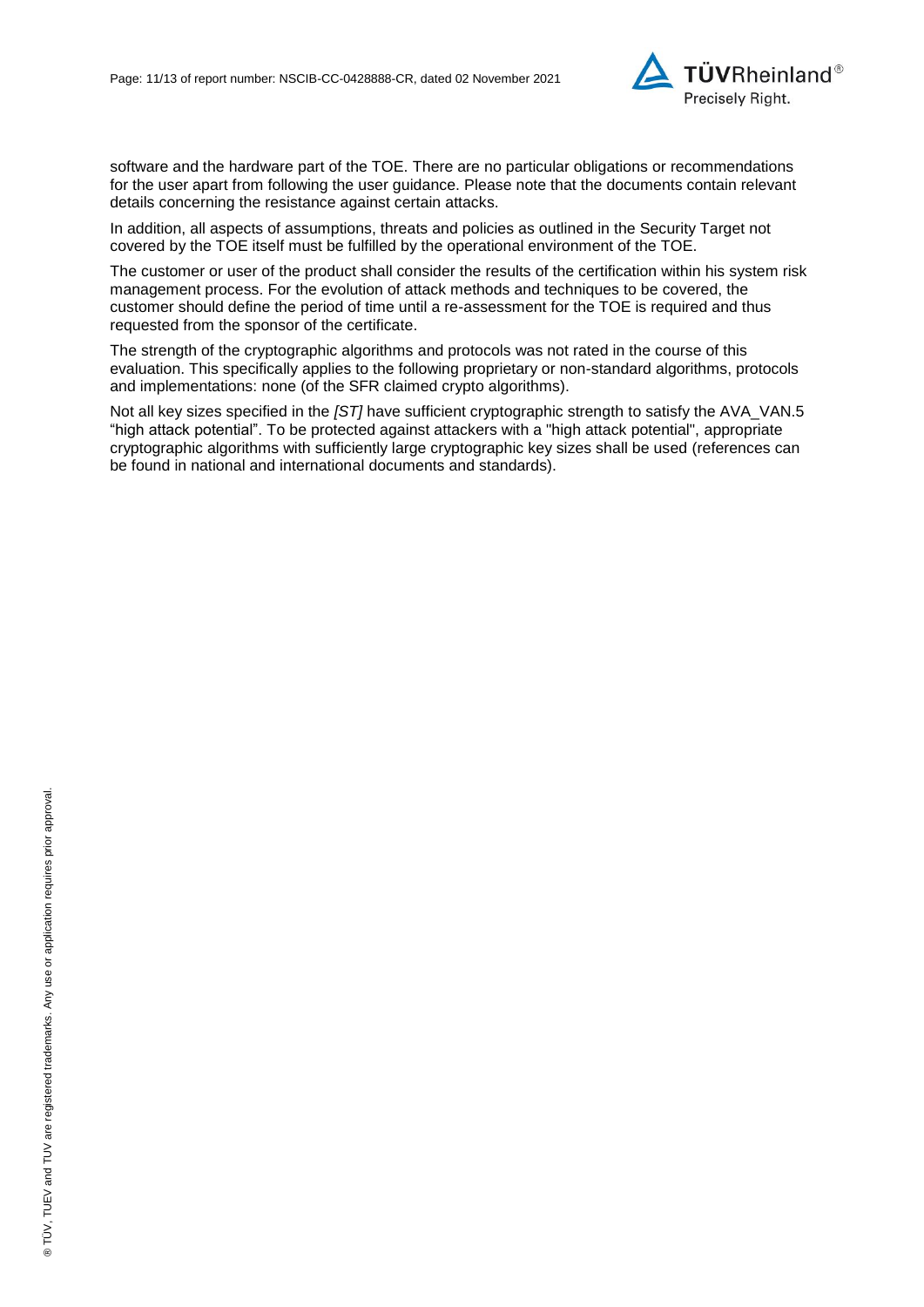software and the hardware part of the TOE. There are no particular obligations or recommendations for the user apart from following the user guidance. Please note that the documents contain relevant details concerning the resistance against certain attacks.

In addition, all aspects of assumptions, threats and policies as outlined in the Security Target not covered by the TOE itself must be fulfilled by the operational environment of the TOE.

The customer or user of the product shall consider the results of the certification within his system risk management process. For the evolution of attack methods and techniques to be covered, the customer should define the period of time until a re-assessment for the TOE is required and thus requested from the sponsor of the certificate.

The strength of the cryptographic algorithms and protocols was not rated in the course of this evaluation. This specifically applies to the following proprietary or non-standard algorithms, protocols and implementations: none (of the SFR claimed crypto algorithms).

Not all key sizes specified in the *[ST]* have sufficient cryptographic strength to satisfy the AVA_VAN.5 "high attack potential". To be protected against attackers with a "high attack potential", appropriate cryptographic algorithms with sufficiently large cryptographic key sizes shall be used (references can be found in national and international documents and standards).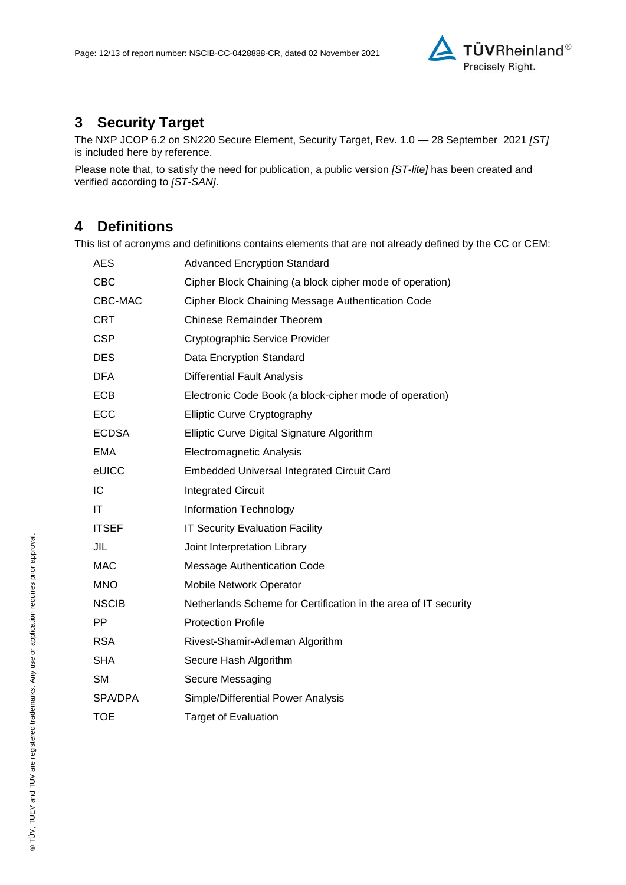## 3 Security Target

The NXP JCOP 6.2 on SN220 Secure Element, Security Target, Rev. 1.0 — 28 September 2021 *[ST]* is included here by reference.

Please note that, to satisfy the need for publication, a public version *[ST-lite]* has been created and verified according to *[ST-SAN]*.

## 4 Definitions

This list of acronyms and definitions contains elements that are not already defined by the CC or CEM:

| | |
|---|---|
| AES | Advanced Encryption Standard |
| CBC | Cipher Block Chaining (a block cipher mode of operation) |
| CBC-MAC | Cipher Block Chaining Message Authentication Code |
| CRT | Chinese Remainder Theorem |
| CSP | Cryptographic Service Provider |
| DES | Data Encryption Standard |
| DFA | Differential Fault Analysis |
| ECB | Electronic Code Book (a block-cipher mode of operation) |
| ECC | Elliptic Curve Cryptography |
| ECDSA | Elliptic Curve Digital Signature Algorithm |
| EMA | Electromagnetic Analysis |
| eUICC | Embedded Universal Integrated Circuit Card |
| IC | Integrated Circuit |
| IT | Information Technology |
| ITSEF | IT Security Evaluation Facility |
| JIL | Joint Interpretation Library |
| MAC | Message Authentication Code |
| MNO | Mobile Network Operator |
| NSCIB | Netherlands Scheme for Certification in the area of IT security |
| PP | Protection Profile |
| RSA | Rivest-Shamir-Adleman Algorithm |
| SHA | Secure Hash Algorithm |
| SM | Secure Messaging |
| SPA/DPA | Simple/Differential Power Analysis |
| TOE | Target of Evaluation |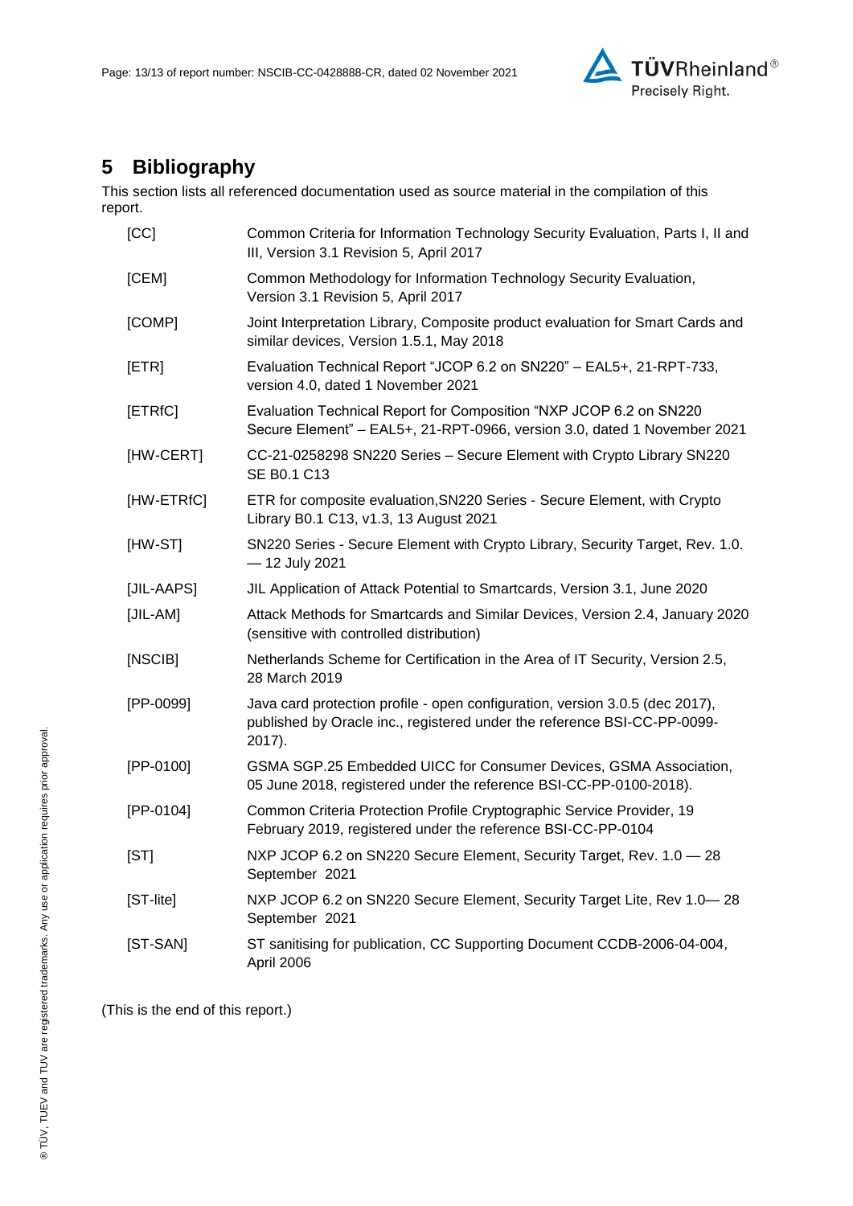# 5 Bibliography

This section lists all referenced documentation used as source material in the compilation of this report.

| | |
|---|---|
| [CC] | Common Criteria for Information Technology Security Evaluation, Parts I, II and III, Version 3.1 Revision 5, April 2017 |
| [CEM] | Common Methodology for Information Technology Security Evaluation, Version 3.1 Revision 5, April 2017 |
| [COMP] | Joint Interpretation Library, Composite product evaluation for Smart Cards and similar devices, Version 1.5.1, May 2018 |
| [ETR] | Evaluation Technical Report "JCOP 6.2 on SN220" – EAL5+, 21-RPT-733, version 4.0, dated 1 November 2021 |
| [ETRfC] | Evaluation Technical Report for Composition "NXP JCOP 6.2 on SN220 Secure Element" – EAL5+, 21-RPT-0966, version 3.0, dated 1 November 2021 |
| [HW-CERT] | CC-21-0258298 SN220 Series – Secure Element with Crypto Library SN220 SE B0.1 C13 |
| [HW-ETRfC] | ETR for composite evaluation,SN220 Series - Secure Element, with Crypto Library B0.1 C13, v1.3, 13 August 2021 |
| [HW-ST] | SN220 Series - Secure Element with Crypto Library, Security Target, Rev. 1.0. — 12 July 2021 |
| [JIL-AAPS] | JIL Application of Attack Potential to Smartcards, Version 3.1, June 2020 |
| [JIL-AM] | Attack Methods for Smartcards and Similar Devices, Version 2.4, January 2020 (sensitive with controlled distribution) |
| [NSCIB] | Netherlands Scheme for Certification in the Area of IT Security, Version 2.5, 28 March 2019 |
| [PP-0099] | Java card protection profile - open configuration, version 3.0.5 (dec 2017), published by Oracle inc., registered under the reference BSI-CC-PP-0099-2017). |
| [PP-0100] | GSMA SGP.25 Embedded UICC for Consumer Devices, GSMA Association, 05 June 2018, registered under the reference BSI-CC-PP-0100-2018). |
| [PP-0104] | Common Criteria Protection Profile Cryptographic Service Provider, 19 February 2019, registered under the reference BSI-CC-PP-0104 |
| [ST] | NXP JCOP 6.2 on SN220 Secure Element, Security Target, Rev. 1.0 — 28 September 2021 |
| [ST-lite] | NXP JCOP 6.2 on SN220 Secure Element, Security Target Lite, Rev 1.0— 28 September 2021 |
| [ST-SAN] | ST sanitising for publication, CC Supporting Document CCDB-2006-04-004, April 2006 |

(This is the end of this report.)